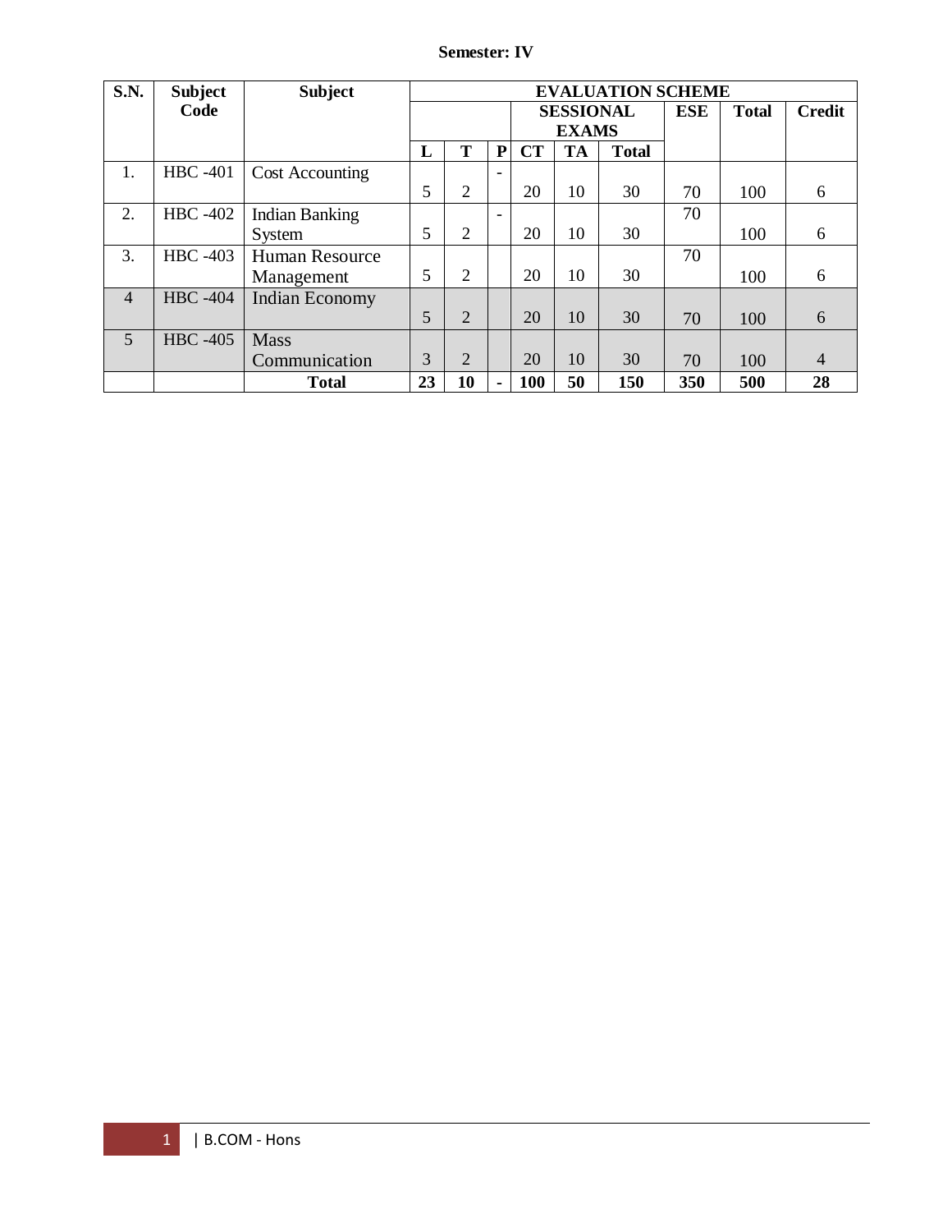**Semester: IV**

| S.N. | Subject Code | Subject | EVALUATION SCHEME | | | | | | | | |
|---|---|---|---|---|---|---|---|---|---|---|---|
| | | | | | | SESSIONAL EXAMS | | | ESE | Total | Credit |
| | | | L | T | P | CT | TA | Total | | | |
| 1. | HBC -401 | Cost Accounting | 5 | 2 | - | 20 | 10 | 30 | 70 | 100 | 6 |
| 2. | HBC -402 | Indian Banking System | 5 | 2 | - | 20 | 10 | 30 | 70 | 100 | 6 |
| 3. | HBC -403 | Human Resource Management | 5 | 2 | | 20 | 10 | 30 | 70 | 100 | 6 |
| 4 | HBC -404 | Indian Economy | 5 | 2 | | 20 | 10 | 30 | 70 | 100 | 6 |
| 5 | HBC -405 | Mass Communication | 3 | 2 | | 20 | 10 | 30 | 70 | 100 | 4 |
| | | **Total** | **23** | **10** | **-** | **100** | **50** | **150** | **350** | **500** | **28** |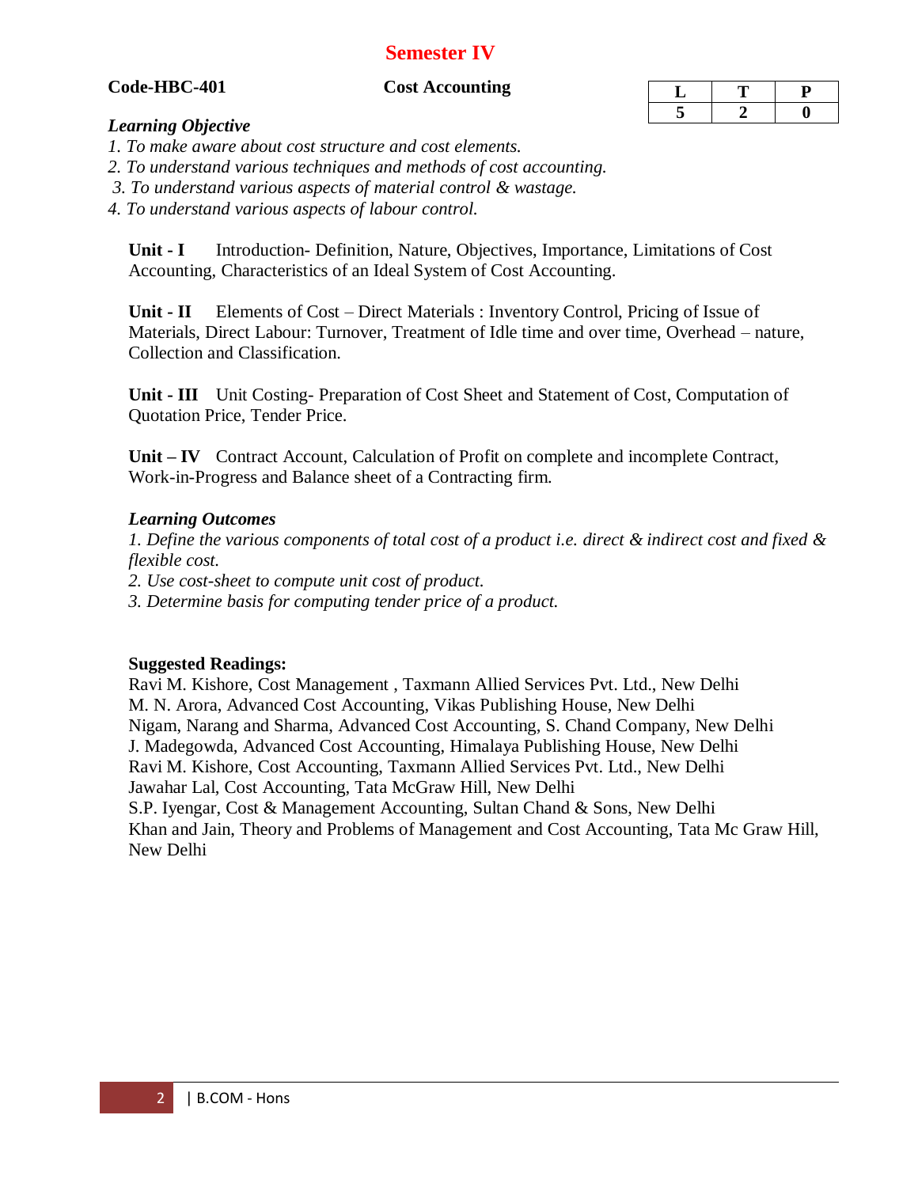# Semester IV

**Code-HBC-401** **Cost Accounting**

| L | T | P |
|---|---|---|
| 5 | 2 | 0 |

***Learning Objective***

*1. To make aware about cost structure and cost elements.*
*2. To understand various techniques and methods of cost accounting.*
*3. To understand various aspects of material control & wastage.*
*4. To understand various aspects of labour control.*

**Unit - I** Introduction- Definition, Nature, Objectives, Importance, Limitations of Cost Accounting, Characteristics of an Ideal System of Cost Accounting.

**Unit - II** Elements of Cost – Direct Materials : Inventory Control, Pricing of Issue of Materials, Direct Labour: Turnover, Treatment of Idle time and over time, Overhead – nature, Collection and Classification.

**Unit - III** Unit Costing- Preparation of Cost Sheet and Statement of Cost, Computation of Quotation Price, Tender Price.

**Unit – IV** Contract Account, Calculation of Profit on complete and incomplete Contract, Work-in-Progress and Balance sheet of a Contracting firm.

***Learning Outcomes***

*1. Define the various components of total cost of a product i.e. direct & indirect cost and fixed & flexible cost.*
*2. Use cost-sheet to compute unit cost of product.*
*3. Determine basis for computing tender price of a product.*

**Suggested Readings:**

Ravi M. Kishore, Cost Management , Taxmann Allied Services Pvt. Ltd., New Delhi
M. N. Arora, Advanced Cost Accounting, Vikas Publishing House, New Delhi
Nigam, Narang and Sharma, Advanced Cost Accounting, S. Chand Company, New Delhi
J. Madegowda, Advanced Cost Accounting, Himalaya Publishing House, New Delhi
Ravi M. Kishore, Cost Accounting, Taxmann Allied Services Pvt. Ltd., New Delhi
Jawahar Lal, Cost Accounting, Tata McGraw Hill, New Delhi
S.P. Iyengar, Cost & Management Accounting, Sultan Chand & Sons, New Delhi
Khan and Jain, Theory and Problems of Management and Cost Accounting, Tata Mc Graw Hill, New Delhi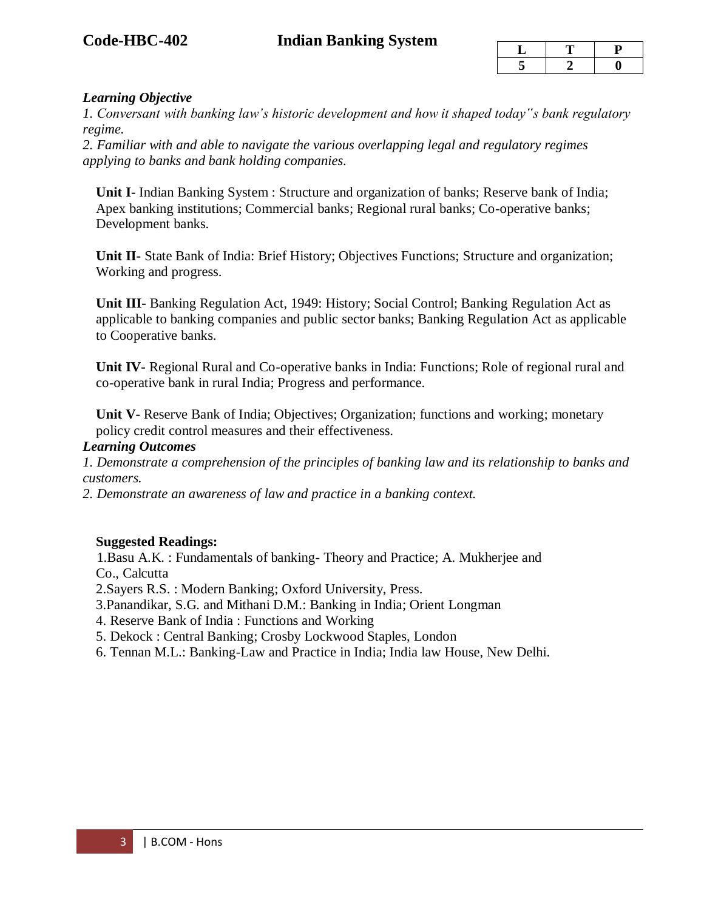## Code-HBC-402 Indian Banking System

| L | T | P |
|---|---|---|
| 5 | 2 | 0 |

***Learning Objective***

*1. Conversant with banking law's historic development and how it shaped today"s bank regulatory regime.*

*2. Familiar with and able to navigate the various overlapping legal and regulatory regimes applying to banks and bank holding companies.*

**Unit I-** Indian Banking System : Structure and organization of banks; Reserve bank of India; Apex banking institutions; Commercial banks; Regional rural banks; Co-operative banks; Development banks.

**Unit II-** State Bank of India: Brief History; Objectives Functions; Structure and organization; Working and progress.

**Unit III-** Banking Regulation Act, 1949: History; Social Control; Banking Regulation Act as applicable to banking companies and public sector banks; Banking Regulation Act as applicable to Cooperative banks.

**Unit IV-** Regional Rural and Co-operative banks in India: Functions; Role of regional rural and co-operative bank in rural India; Progress and performance.

**Unit V-** Reserve Bank of India; Objectives; Organization; functions and working; monetary policy credit control measures and their effectiveness.

***Learning Outcomes***

*1. Demonstrate a comprehension of the principles of banking law and its relationship to banks and customers.*

*2. Demonstrate an awareness of law and practice in a banking context.*

**Suggested Readings:**

1. Basu A.K. : Fundamentals of banking- Theory and Practice; A. Mukherjee and Co., Calcutta
2. Sayers R.S. : Modern Banking; Oxford University, Press.
3. Panandikar, S.G. and Mithani D.M.: Banking in India; Orient Longman
4. Reserve Bank of India : Functions and Working
5. Dekock : Central Banking; Crosby Lockwood Staples, London
6. Tennan M.L.: Banking-Law and Practice in India; India law House, New Delhi.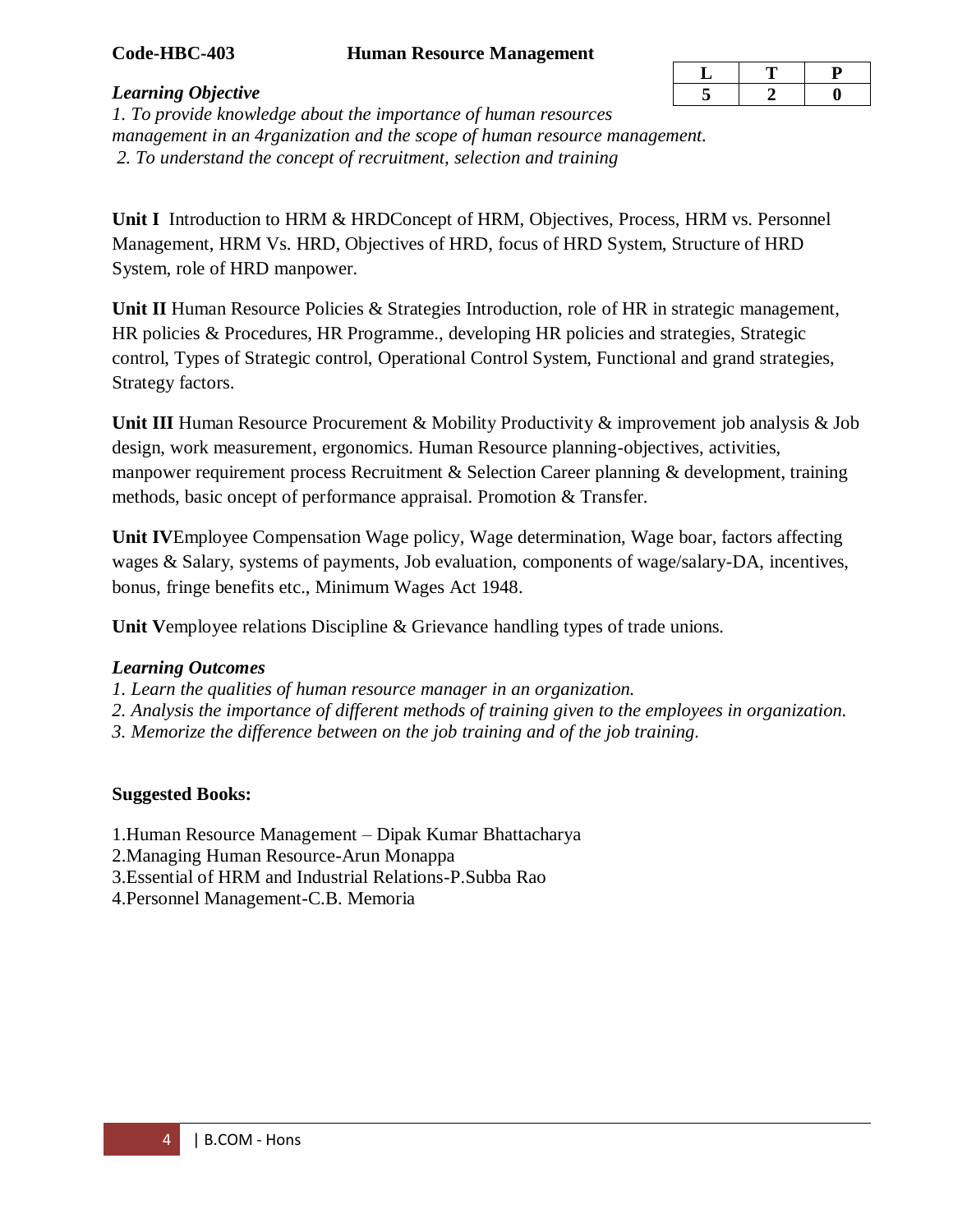**Code-HBC-403 Human Resource Management**

| L | T | P |
|---|---|---|
| 5 | 2 | 0 |

***Learning Objective***

*1. To provide knowledge about the importance of human resources management in an 4rganization and the scope of human resource management.*

*2. To understand the concept of recruitment, selection and training*

**Unit I** Introduction to HRM & HRDConcept of HRM, Objectives, Process, HRM vs. Personnel Management, HRM Vs. HRD, Objectives of HRD, focus of HRD System, Structure of HRD System, role of HRD manpower.

**Unit II** Human Resource Policies & Strategies Introduction, role of HR in strategic management, HR policies & Procedures, HR Programme., developing HR policies and strategies, Strategic control, Types of Strategic control, Operational Control System, Functional and grand strategies, Strategy factors.

**Unit III** Human Resource Procurement & Mobility Productivity & improvement job analysis & Job design, work measurement, ergonomics. Human Resource planning-objectives, activities, manpower requirement process Recruitment & Selection Career planning & development, training methods, basic oncept of performance appraisal. Promotion & Transfer.

**Unit IV**Employee Compensation Wage policy, Wage determination, Wage boar, factors affecting wages & Salary, systems of payments, Job evaluation, components of wage/salary-DA, incentives, bonus, fringe benefits etc., Minimum Wages Act 1948.

**Unit V**employee relations Discipline & Grievance handling types of trade unions.

***Learning Outcomes***

*1. Learn the qualities of human resource manager in an organization.*

*2. Analysis the importance of different methods of training given to the employees in organization.*

*3. Memorize the difference between on the job training and of the job training.*

**Suggested Books:**

1.Human Resource Management – Dipak Kumar Bhattacharya

2.Managing Human Resource-Arun Monappa

3.Essential of HRM and Industrial Relations-P.Subba Rao

4.Personnel Management-C.B. Memoria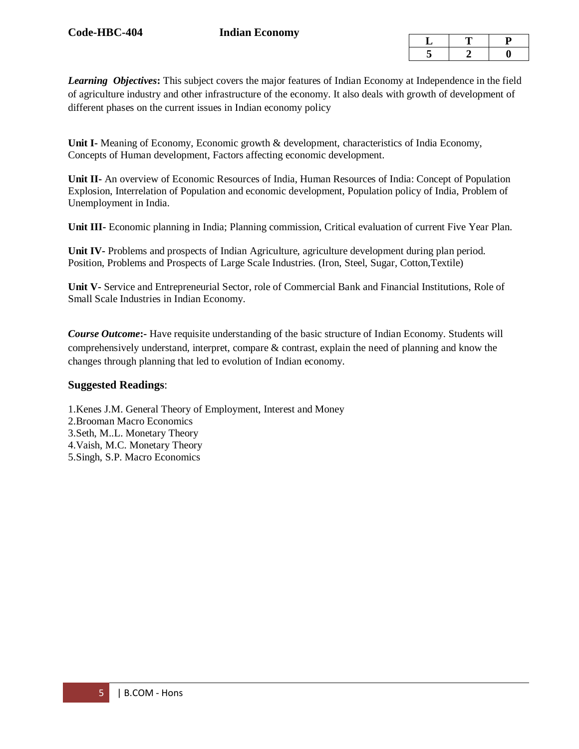**Code-HBC-404** **Indian Economy**

| L | T | P |
|---|---|---|
| 5 | 2 | 0 |

***Learning Objectives*:** This subject covers the major features of Indian Economy at Independence in the field of agriculture industry and other infrastructure of the economy. It also deals with growth of development of different phases on the current issues in Indian economy policy

**Unit I-** Meaning of Economy, Economic growth & development, characteristics of India Economy, Concepts of Human development, Factors affecting economic development.

**Unit II-** An overview of Economic Resources of India, Human Resources of India: Concept of Population Explosion, Interrelation of Population and economic development, Population policy of India, Problem of Unemployment in India.

**Unit III-** Economic planning in India; Planning commission, Critical evaluation of current Five Year Plan.

**Unit IV-** Problems and prospects of Indian Agriculture, agriculture development during plan period. Position, Problems and Prospects of Large Scale Industries. (Iron, Steel, Sugar, Cotton,Textile)

**Unit V-** Service and Entrepreneurial Sector, role of Commercial Bank and Financial Institutions, Role of Small Scale Industries in Indian Economy.

***Course Outcome*:-** Have requisite understanding of the basic structure of Indian Economy. Students will comprehensively understand, interpret, compare & contrast, explain the need of planning and know the changes through planning that led to evolution of Indian economy.

**Suggested Readings**:

1.Kenes J.M. General Theory of Employment, Interest and Money
2.Brooman Macro Economics
3.Seth, M..L. Monetary Theory
4.Vaish, M.C. Monetary Theory
5.Singh, S.P. Macro Economics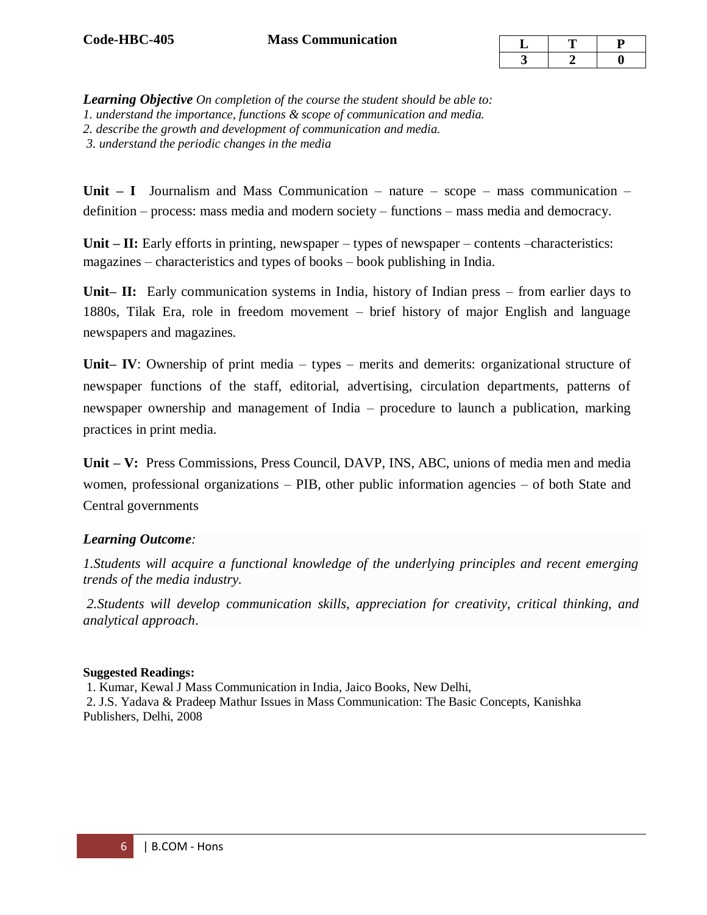**Code-HBC-405** **Mass Communication**

| L | T | P |
|---|---|---|
| 3 | 2 | 0 |

***Learning Objective*** *On completion of the course the student should be able to:*
*1. understand the importance, functions & scope of communication and media.*
*2. describe the growth and development of communication and media.*
*3. understand the periodic changes in the media*

**Unit – I** Journalism and Mass Communication – nature – scope – mass communication – definition – process: mass media and modern society – functions – mass media and democracy.

**Unit – II:** Early efforts in printing, newspaper – types of newspaper – contents –characteristics: magazines – characteristics and types of books – book publishing in India.

**Unit– II:** Early communication systems in India, history of Indian press – from earlier days to 1880s, Tilak Era, role in freedom movement – brief history of major English and language newspapers and magazines.

**Unit– IV**: Ownership of print media – types – merits and demerits: organizational structure of newspaper functions of the staff, editorial, advertising, circulation departments, patterns of newspaper ownership and management of India – procedure to launch a publication, marking practices in print media.

**Unit – V:** Press Commissions, Press Council, DAVP, INS, ABC, unions of media men and media women, professional organizations – PIB, other public information agencies – of both State and Central governments

***Learning Outcome****:*

*1.Students will acquire a functional knowledge of the underlying principles and recent emerging trends of the media industry.*

*2.Students will develop communication skills, appreciation for creativity, critical thinking, and analytical approach*.

**Suggested Readings:**

1. Kumar, Kewal J Mass Communication in India, Jaico Books, New Delhi,
2. J.S. Yadava & Pradeep Mathur Issues in Mass Communication: The Basic Concepts, Kanishka Publishers, Delhi, 2008